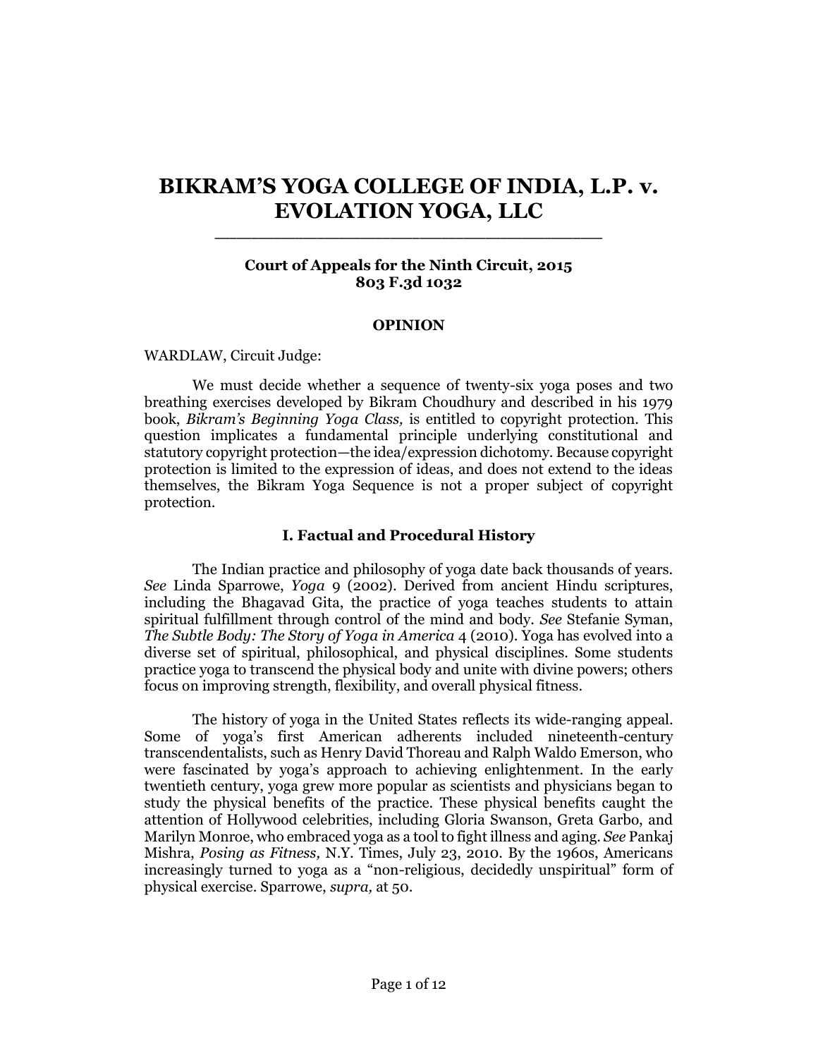# BIKRAM'S YOGA COLLEGE OF INDIA, L.P. v. EVOLATION YOGA, LLC

---

**Court of Appeals for the Ninth Circuit, 2015**
**803 F.3d 1032**

## OPINION

WARDLAW, Circuit Judge:

We must decide whether a sequence of twenty-six yoga poses and two breathing exercises developed by Bikram Choudhury and described in his 1979 book, *Bikram's Beginning Yoga Class,* is entitled to copyright protection. This question implicates a fundamental principle underlying constitutional and statutory copyright protection—the idea/expression dichotomy. Because copyright protection is limited to the expression of ideas, and does not extend to the ideas themselves, the Bikram Yoga Sequence is not a proper subject of copyright protection.

### I. Factual and Procedural History

The Indian practice and philosophy of yoga date back thousands of years. *See* Linda Sparrowe, *Yoga* 9 (2002). Derived from ancient Hindu scriptures, including the Bhagavad Gita, the practice of yoga teaches students to attain spiritual fulfillment through control of the mind and body. *See* Stefanie Syman, *The Subtle Body: The Story of Yoga in America* 4 (2010). Yoga has evolved into a diverse set of spiritual, philosophical, and physical disciplines. Some students practice yoga to transcend the physical body and unite with divine powers; others focus on improving strength, flexibility, and overall physical fitness.

The history of yoga in the United States reflects its wide-ranging appeal. Some of yoga's first American adherents included nineteenth-century transcendentalists, such as Henry David Thoreau and Ralph Waldo Emerson, who were fascinated by yoga's approach to achieving enlightenment. In the early twentieth century, yoga grew more popular as scientists and physicians began to study the physical benefits of the practice. These physical benefits caught the attention of Hollywood celebrities, including Gloria Swanson, Greta Garbo, and Marilyn Monroe, who embraced yoga as a tool to fight illness and aging. *See* Pankaj Mishra, *Posing as Fitness,* N.Y. Times, July 23, 2010. By the 1960s, Americans increasingly turned to yoga as a "non-religious, decidedly unspiritual" form of physical exercise. Sparrowe, *supra,* at 50.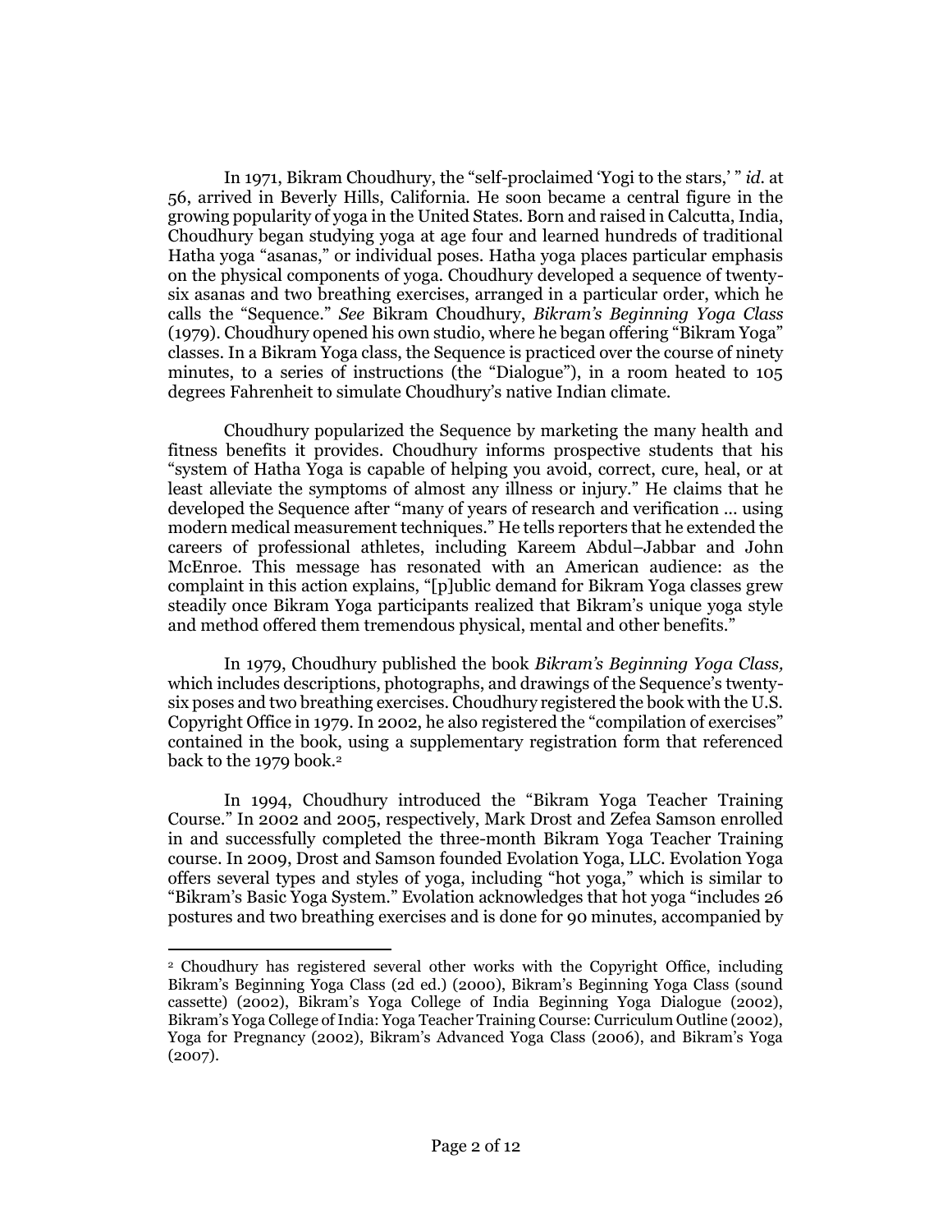In 1971, Bikram Choudhury, the "self-proclaimed 'Yogi to the stars,' " *id.* at 56, arrived in Beverly Hills, California. He soon became a central figure in the growing popularity of yoga in the United States. Born and raised in Calcutta, India, Choudhury began studying yoga at age four and learned hundreds of traditional Hatha yoga "asanas," or individual poses. Hatha yoga places particular emphasis on the physical components of yoga. Choudhury developed a sequence of twenty-six asanas and two breathing exercises, arranged in a particular order, which he calls the "Sequence." *See* Bikram Choudhury, *Bikram's Beginning Yoga Class* (1979). Choudhury opened his own studio, where he began offering "Bikram Yoga" classes. In a Bikram Yoga class, the Sequence is practiced over the course of ninety minutes, to a series of instructions (the "Dialogue"), in a room heated to 105 degrees Fahrenheit to simulate Choudhury's native Indian climate.

Choudhury popularized the Sequence by marketing the many health and fitness benefits it provides. Choudhury informs prospective students that his "system of Hatha Yoga is capable of helping you avoid, correct, cure, heal, or at least alleviate the symptoms of almost any illness or injury." He claims that he developed the Sequence after "many of years of research and verification ... using modern medical measurement techniques." He tells reporters that he extended the careers of professional athletes, including Kareem Abdul–Jabbar and John McEnroe. This message has resonated with an American audience: as the complaint in this action explains, "[p]ublic demand for Bikram Yoga classes grew steadily once Bikram Yoga participants realized that Bikram's unique yoga style and method offered them tremendous physical, mental and other benefits."

In 1979, Choudhury published the book *Bikram's Beginning Yoga Class,* which includes descriptions, photographs, and drawings of the Sequence's twenty-six poses and two breathing exercises. Choudhury registered the book with the U.S. Copyright Office in 1979. In 2002, he also registered the "compilation of exercises" contained in the book, using a supplementary registration form that referenced back to the 1979 book.[2]

In 1994, Choudhury introduced the "Bikram Yoga Teacher Training Course." In 2002 and 2005, respectively, Mark Drost and Zefea Samson enrolled in and successfully completed the three-month Bikram Yoga Teacher Training course. In 2009, Drost and Samson founded Evolation Yoga, LLC. Evolation Yoga offers several types and styles of yoga, including "hot yoga," which is similar to "Bikram's Basic Yoga System." Evolation acknowledges that hot yoga "includes 26 postures and two breathing exercises and is done for 90 minutes, accompanied by

---

[2] Choudhury has registered several other works with the Copyright Office, including Bikram's Beginning Yoga Class (2d ed.) (2000), Bikram's Beginning Yoga Class (sound cassette) (2002), Bikram's Yoga College of India Beginning Yoga Dialogue (2002), Bikram's Yoga College of India: Yoga Teacher Training Course: Curriculum Outline (2002), Yoga for Pregnancy (2002), Bikram's Advanced Yoga Class (2006), and Bikram's Yoga (2007).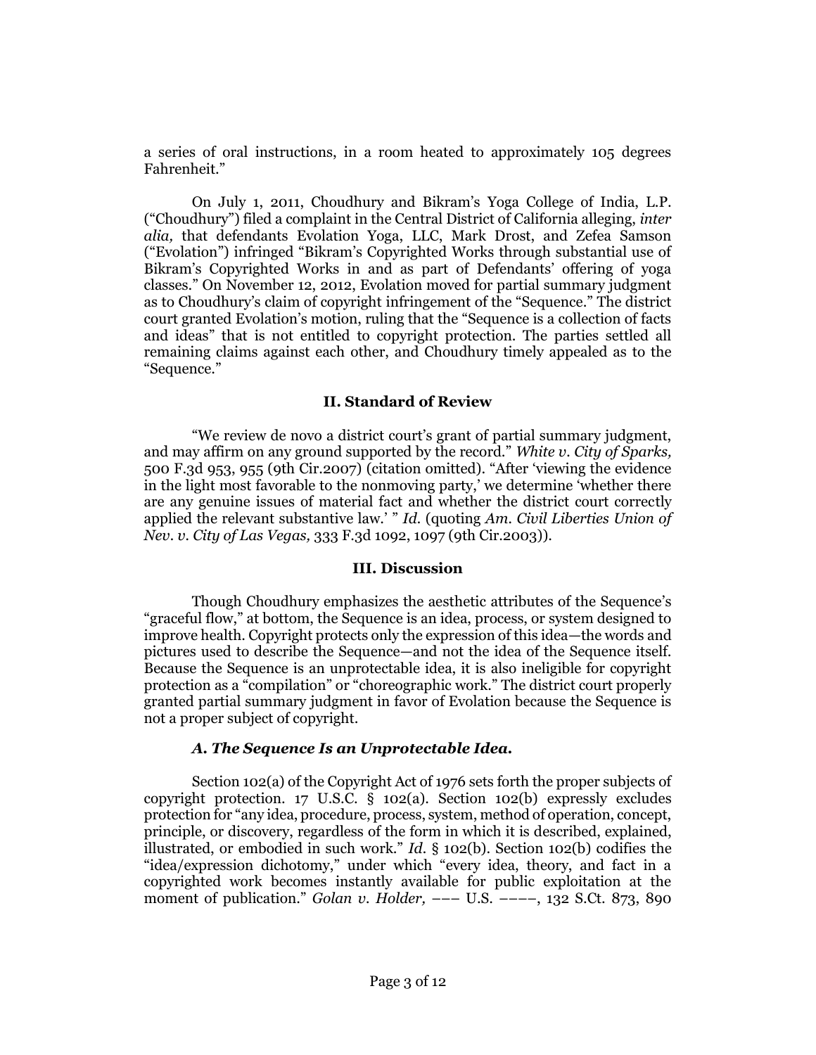a series of oral instructions, in a room heated to approximately 105 degrees Fahrenheit."

On July 1, 2011, Choudhury and Bikram's Yoga College of India, L.P. ("Choudhury") filed a complaint in the Central District of California alleging, *inter alia,* that defendants Evolation Yoga, LLC, Mark Drost, and Zefea Samson ("Evolation") infringed "Bikram's Copyrighted Works through substantial use of Bikram's Copyrighted Works in and as part of Defendants' offering of yoga classes." On November 12, 2012, Evolation moved for partial summary judgment as to Choudhury's claim of copyright infringement of the "Sequence." The district court granted Evolation's motion, ruling that the "Sequence is a collection of facts and ideas" that is not entitled to copyright protection. The parties settled all remaining claims against each other, and Choudhury timely appealed as to the "Sequence."

## II. Standard of Review

"We review de novo a district court's grant of partial summary judgment, and may affirm on any ground supported by the record." *White v. City of Sparks,* 500 F.3d 953, 955 (9th Cir.2007) (citation omitted). "After 'viewing the evidence in the light most favorable to the nonmoving party,' we determine 'whether there are any genuine issues of material fact and whether the district court correctly applied the relevant substantive law.' " *Id.* (quoting *Am. Civil Liberties Union of Nev. v. City of Las Vegas,* 333 F.3d 1092, 1097 (9th Cir.2003)).

## III. Discussion

Though Choudhury emphasizes the aesthetic attributes of the Sequence's "graceful flow," at bottom, the Sequence is an idea, process, or system designed to improve health. Copyright protects only the expression of this idea—the words and pictures used to describe the Sequence—and not the idea of the Sequence itself. Because the Sequence is an unprotectable idea, it is also ineligible for copyright protection as a "compilation" or "choreographic work." The district court properly granted partial summary judgment in favor of Evolation because the Sequence is not a proper subject of copyright.

### *A. The Sequence Is an Unprotectable Idea.*

Section 102(a) of the Copyright Act of 1976 sets forth the proper subjects of copyright protection. 17 U.S.C. § 102(a). Section 102(b) expressly excludes protection for "any idea, procedure, process, system, method of operation, concept, principle, or discovery, regardless of the form in which it is described, explained, illustrated, or embodied in such work." *Id.* § 102(b). Section 102(b) codifies the "idea/expression dichotomy," under which "every idea, theory, and fact in a copyrighted work becomes instantly available for public exploitation at the moment of publication." *Golan v. Holder,* ––– U.S. ––––, 132 S.Ct. 873, 890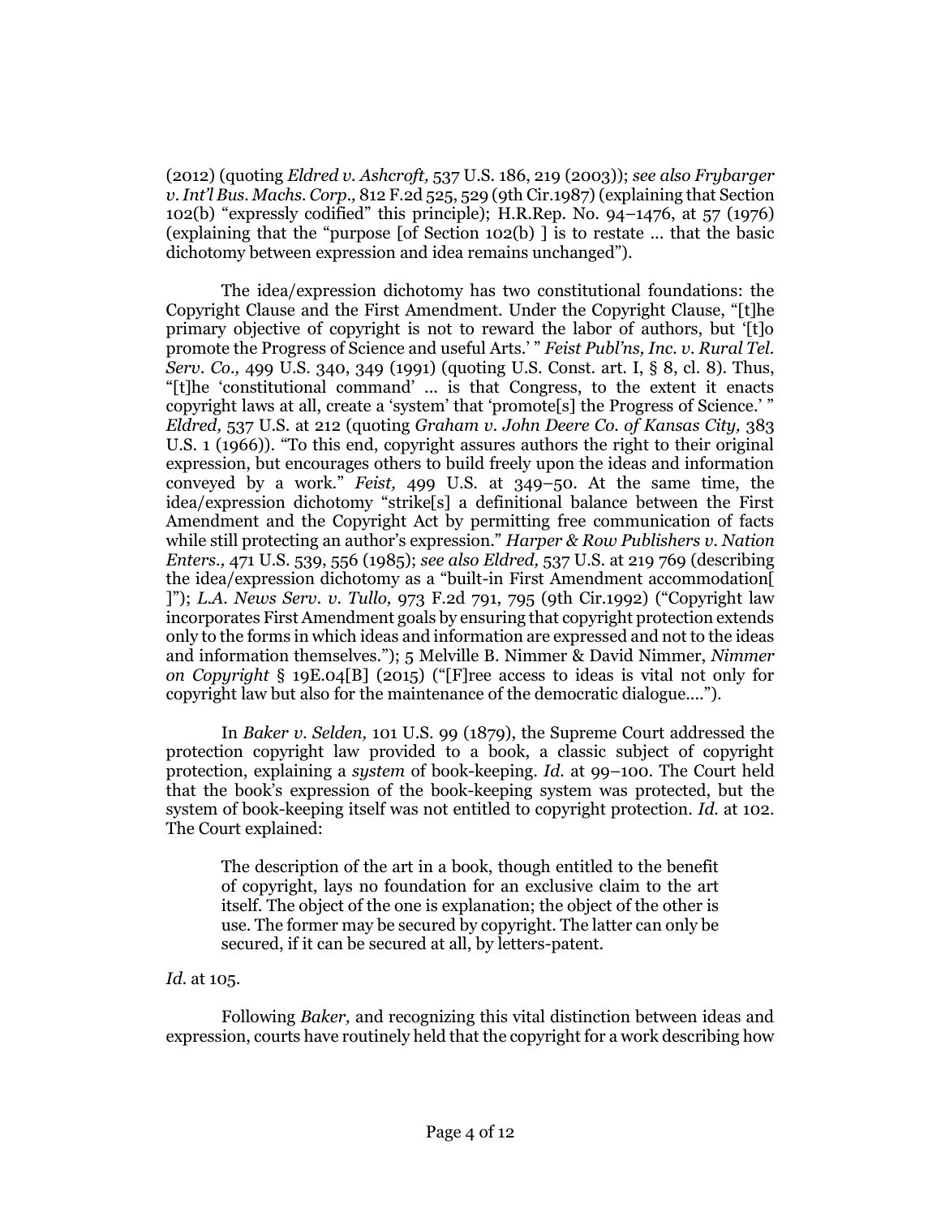(2012) (quoting *Eldred v. Ashcroft,* 537 U.S. 186, 219 (2003)); *see also Frybarger v. Int'l Bus. Machs. Corp.,* 812 F.2d 525, 529 (9th Cir.1987) (explaining that Section 102(b) "expressly codified" this principle); H.R.Rep. No. 94–1476, at 57 (1976) (explaining that the "purpose [of Section 102(b) ] is to restate ... that the basic dichotomy between expression and idea remains unchanged").

The idea/expression dichotomy has two constitutional foundations: the Copyright Clause and the First Amendment. Under the Copyright Clause, "[t]he primary objective of copyright is not to reward the labor of authors, but '[t]o promote the Progress of Science and useful Arts.' " *Feist Publ'ns, Inc. v. Rural Tel. Serv. Co.,* 499 U.S. 340, 349 (1991) (quoting U.S. Const. art. I, § 8, cl. 8). Thus, "[t]he 'constitutional command' ... is that Congress, to the extent it enacts copyright laws at all, create a 'system' that 'promote[s] the Progress of Science.' " *Eldred,* 537 U.S. at 212 (quoting *Graham v. John Deere Co. of Kansas City,* 383 U.S. 1 (1966)). "To this end, copyright assures authors the right to their original expression, but encourages others to build freely upon the ideas and information conveyed by a work." *Feist,* 499 U.S. at 349–50. At the same time, the idea/expression dichotomy "strike[s] a definitional balance between the First Amendment and the Copyright Act by permitting free communication of facts while still protecting an author's expression." *Harper & Row Publishers v. Nation Enters.,* 471 U.S. 539, 556 (1985); *see also Eldred,* 537 U.S. at 219 769 (describing the idea/expression dichotomy as a "built-in First Amendment accommodation[ ]"); *L.A. News Serv. v. Tullo,* 973 F.2d 791, 795 (9th Cir.1992) ("Copyright law incorporates First Amendment goals by ensuring that copyright protection extends only to the forms in which ideas and information are expressed and not to the ideas and information themselves."); 5 Melville B. Nimmer & David Nimmer, *Nimmer on Copyright* § 19E.04[B] (2015) ("[F]ree access to ideas is vital not only for copyright law but also for the maintenance of the democratic dialogue....").

In *Baker v. Selden,* 101 U.S. 99 (1879), the Supreme Court addressed the protection copyright law provided to a book, a classic subject of copyright protection, explaining a *system* of book-keeping. *Id.* at 99–100. The Court held that the book's expression of the book-keeping system was protected, but the system of book-keeping itself was not entitled to copyright protection. *Id.* at 102. The Court explained:

> The description of the art in a book, though entitled to the benefit of copyright, lays no foundation for an exclusive claim to the art itself. The object of the one is explanation; the object of the other is use. The former may be secured by copyright. The latter can only be secured, if it can be secured at all, by letters-patent.

*Id.* at 105.

Following *Baker,* and recognizing this vital distinction between ideas and expression, courts have routinely held that the copyright for a work describing how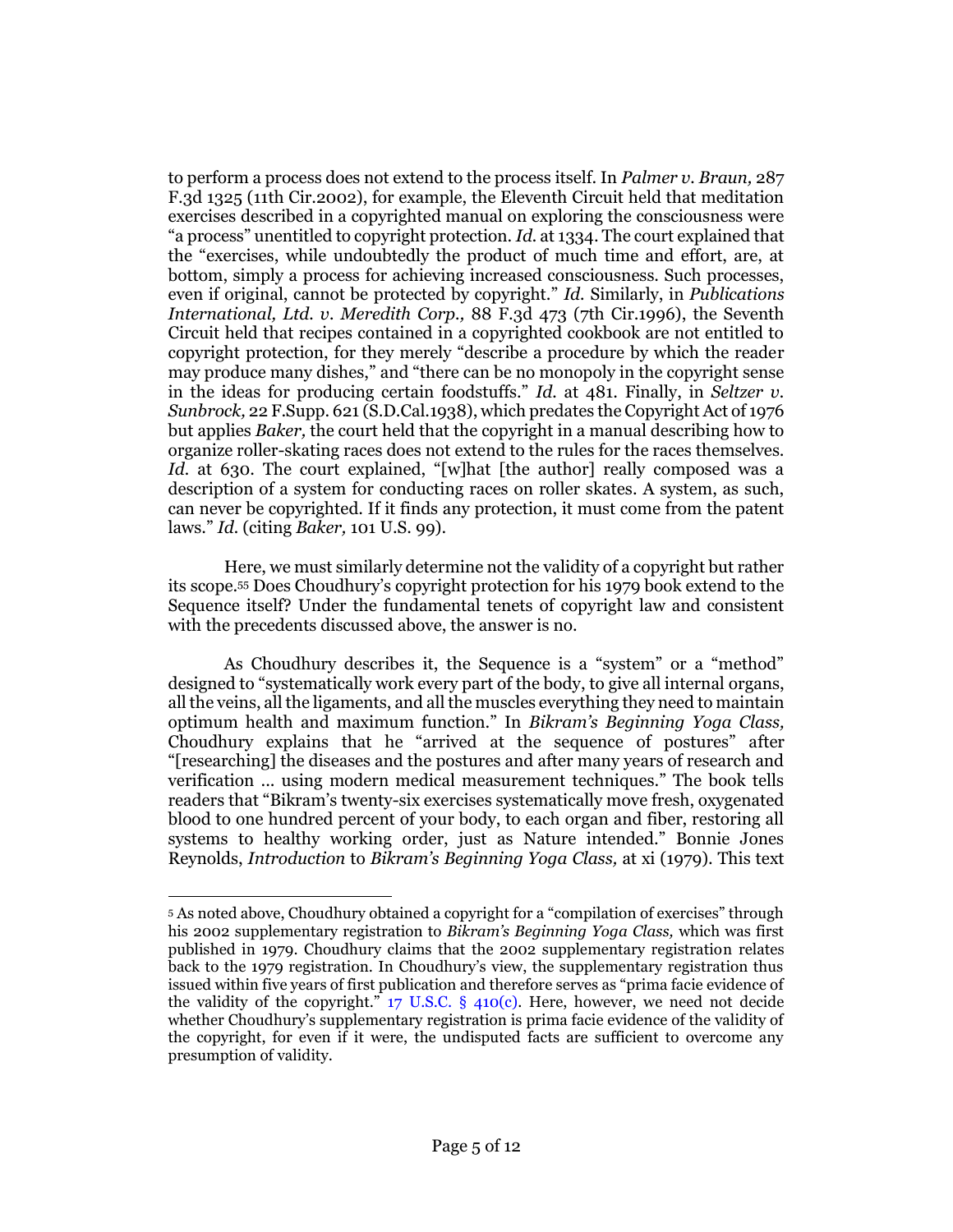to perform a process does not extend to the process itself. In *Palmer v. Braun,* 287 F.3d 1325 (11th Cir.2002), for example, the Eleventh Circuit held that meditation exercises described in a copyrighted manual on exploring the consciousness were "a process" unentitled to copyright protection. *Id.* at 1334. The court explained that the "exercises, while undoubtedly the product of much time and effort, are, at bottom, simply a process for achieving increased consciousness. Such processes, even if original, cannot be protected by copyright." *Id.* Similarly, in *Publications International, Ltd. v. Meredith Corp.,* 88 F.3d 473 (7th Cir.1996), the Seventh Circuit held that recipes contained in a copyrighted cookbook are not entitled to copyright protection, for they merely "describe a procedure by which the reader may produce many dishes," and "there can be no monopoly in the copyright sense in the ideas for producing certain foodstuffs." *Id.* at 481. Finally, in *Seltzer v. Sunbrock,* 22 F.Supp. 621 (S.D.Cal.1938), which predates the Copyright Act of 1976 but applies *Baker,* the court held that the copyright in a manual describing how to organize roller-skating races does not extend to the rules for the races themselves. *Id.* at 630. The court explained, "[w]hat [the author] really composed was a description of a system for conducting races on roller skates. A system, as such, can never be copyrighted. If it finds any protection, it must come from the patent laws." *Id.* (citing *Baker,* 101 U.S. 99).

Here, we must similarly determine not the validity of a copyright but rather its scope.[5] Does Choudhury's copyright protection for his 1979 book extend to the Sequence itself? Under the fundamental tenets of copyright law and consistent with the precedents discussed above, the answer is no.

As Choudhury describes it, the Sequence is a "system" or a "method" designed to "systematically work every part of the body, to give all internal organs, all the veins, all the ligaments, and all the muscles everything they need to maintain optimum health and maximum function." In *Bikram's Beginning Yoga Class,* Choudhury explains that he "arrived at the sequence of postures" after "[researching] the diseases and the postures and after many years of research and verification ... using modern medical measurement techniques." The book tells readers that "Bikram's twenty-six exercises systematically move fresh, oxygenated blood to one hundred percent of your body, to each organ and fiber, restoring all systems to healthy working order, just as Nature intended." Bonnie Jones Reynolds, *Introduction* to *Bikram's Beginning Yoga Class,* at xi (1979). This text

---

[5] As noted above, Choudhury obtained a copyright for a "compilation of exercises" through his 2002 supplementary registration to *Bikram's Beginning Yoga Class,* which was first published in 1979. Choudhury claims that the 2002 supplementary registration relates back to the 1979 registration. In Choudhury's view, the supplementary registration thus issued within five years of first publication and therefore serves as "prima facie evidence of the validity of the copyright." 17 U.S.C. § 410(c). Here, however, we need not decide whether Choudhury's supplementary registration is prima facie evidence of the validity of the copyright, for even if it were, the undisputed facts are sufficient to overcome any presumption of validity.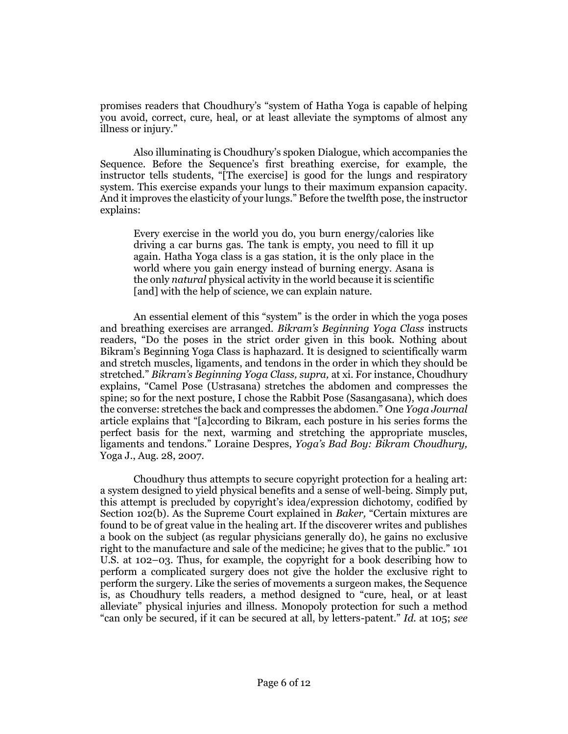promises readers that Choudhury's "system of Hatha Yoga is capable of helping you avoid, correct, cure, heal, or at least alleviate the symptoms of almost any illness or injury."

Also illuminating is Choudhury's spoken Dialogue, which accompanies the Sequence. Before the Sequence's first breathing exercise, for example, the instructor tells students, "[The exercise] is good for the lungs and respiratory system. This exercise expands your lungs to their maximum expansion capacity. And it improves the elasticity of your lungs." Before the twelfth pose, the instructor explains:

> Every exercise in the world you do, you burn energy/calories like driving a car burns gas. The tank is empty, you need to fill it up again. Hatha Yoga class is a gas station, it is the only place in the world where you gain energy instead of burning energy. Asana is the only *natural* physical activity in the world because it is scientific [and] with the help of science, we can explain nature.

An essential element of this "system" is the order in which the yoga poses and breathing exercises are arranged. *Bikram's Beginning Yoga Class* instructs readers, "Do the poses in the strict order given in this book. Nothing about Bikram's Beginning Yoga Class is haphazard. It is designed to scientifically warm and stretch muscles, ligaments, and tendons in the order in which they should be stretched." *Bikram's Beginning Yoga Class, supra,* at xi. For instance, Choudhury explains, "Camel Pose (Ustrasana) stretches the abdomen and compresses the spine; so for the next posture, I chose the Rabbit Pose (Sasangasana), which does the converse: stretches the back and compresses the abdomen." One *Yoga Journal* article explains that "[a]ccording to Bikram, each posture in his series forms the perfect basis for the next, warming and stretching the appropriate muscles, ligaments and tendons." Loraine Despres, *Yoga's Bad Boy: Bikram Choudhury,* Yoga J., Aug. 28, 2007.

Choudhury thus attempts to secure copyright protection for a healing art: a system designed to yield physical benefits and a sense of well-being. Simply put, this attempt is precluded by copyright's idea/expression dichotomy, codified by Section 102(b). As the Supreme Court explained in *Baker,* "Certain mixtures are found to be of great value in the healing art. If the discoverer writes and publishes a book on the subject (as regular physicians generally do), he gains no exclusive right to the manufacture and sale of the medicine; he gives that to the public." 101 U.S. at 102–03. Thus, for example, the copyright for a book describing how to perform a complicated surgery does not give the holder the exclusive right to perform the surgery. Like the series of movements a surgeon makes, the Sequence is, as Choudhury tells readers, a method designed to "cure, heal, or at least alleviate" physical injuries and illness. Monopoly protection for such a method "can only be secured, if it can be secured at all, by letters-patent." *Id.* at 105; *see*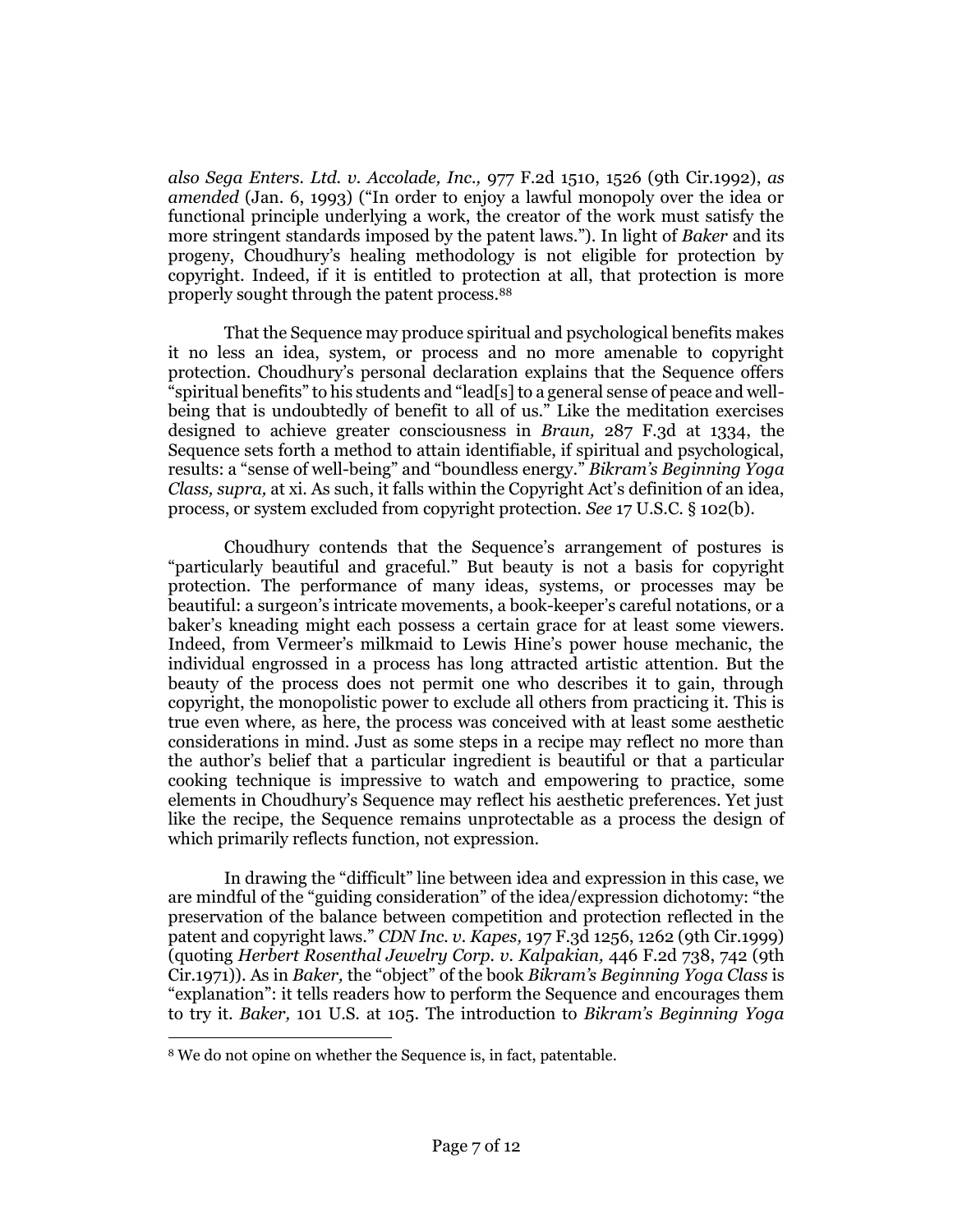*also Sega Enters. Ltd. v. Accolade, Inc.,* 977 F.2d 1510, 1526 (9th Cir.1992), *as amended* (Jan. 6, 1993) ("In order to enjoy a lawful monopoly over the idea or functional principle underlying a work, the creator of the work must satisfy the more stringent standards imposed by the patent laws."). In light of *Baker* and its progeny, Choudhury's healing methodology is not eligible for protection by copyright. Indeed, if it is entitled to protection at all, that protection is more properly sought through the patent process.[8]

That the Sequence may produce spiritual and psychological benefits makes it no less an idea, system, or process and no more amenable to copyright protection. Choudhury's personal declaration explains that the Sequence offers "spiritual benefits" to his students and "lead[s] to a general sense of peace and well-being that is undoubtedly of benefit to all of us." Like the meditation exercises designed to achieve greater consciousness in *Braun,* 287 F.3d at 1334, the Sequence sets forth a method to attain identifiable, if spiritual and psychological, results: a "sense of well-being" and "boundless energy." *Bikram's Beginning Yoga Class, supra,* at xi. As such, it falls within the Copyright Act's definition of an idea, process, or system excluded from copyright protection. *See* 17 U.S.C. § 102(b).

Choudhury contends that the Sequence's arrangement of postures is "particularly beautiful and graceful." But beauty is not a basis for copyright protection. The performance of many ideas, systems, or processes may be beautiful: a surgeon's intricate movements, a book-keeper's careful notations, or a baker's kneading might each possess a certain grace for at least some viewers. Indeed, from Vermeer's milkmaid to Lewis Hine's power house mechanic, the individual engrossed in a process has long attracted artistic attention. But the beauty of the process does not permit one who describes it to gain, through copyright, the monopolistic power to exclude all others from practicing it. This is true even where, as here, the process was conceived with at least some aesthetic considerations in mind. Just as some steps in a recipe may reflect no more than the author's belief that a particular ingredient is beautiful or that a particular cooking technique is impressive to watch and empowering to practice, some elements in Choudhury's Sequence may reflect his aesthetic preferences. Yet just like the recipe, the Sequence remains unprotectable as a process the design of which primarily reflects function, not expression.

In drawing the "difficult" line between idea and expression in this case, we are mindful of the "guiding consideration" of the idea/expression dichotomy: "the preservation of the balance between competition and protection reflected in the patent and copyright laws." *CDN Inc. v. Kapes,* 197 F.3d 1256, 1262 (9th Cir.1999) (quoting *Herbert Rosenthal Jewelry Corp. v. Kalpakian,* 446 F.2d 738, 742 (9th Cir.1971)). As in *Baker,* the "object" of the book *Bikram's Beginning Yoga Class* is "explanation": it tells readers how to perform the Sequence and encourages them to try it. *Baker,* 101 U.S. at 105. The introduction to *Bikram's Beginning Yoga*

---

[8] We do not opine on whether the Sequence is, in fact, patentable.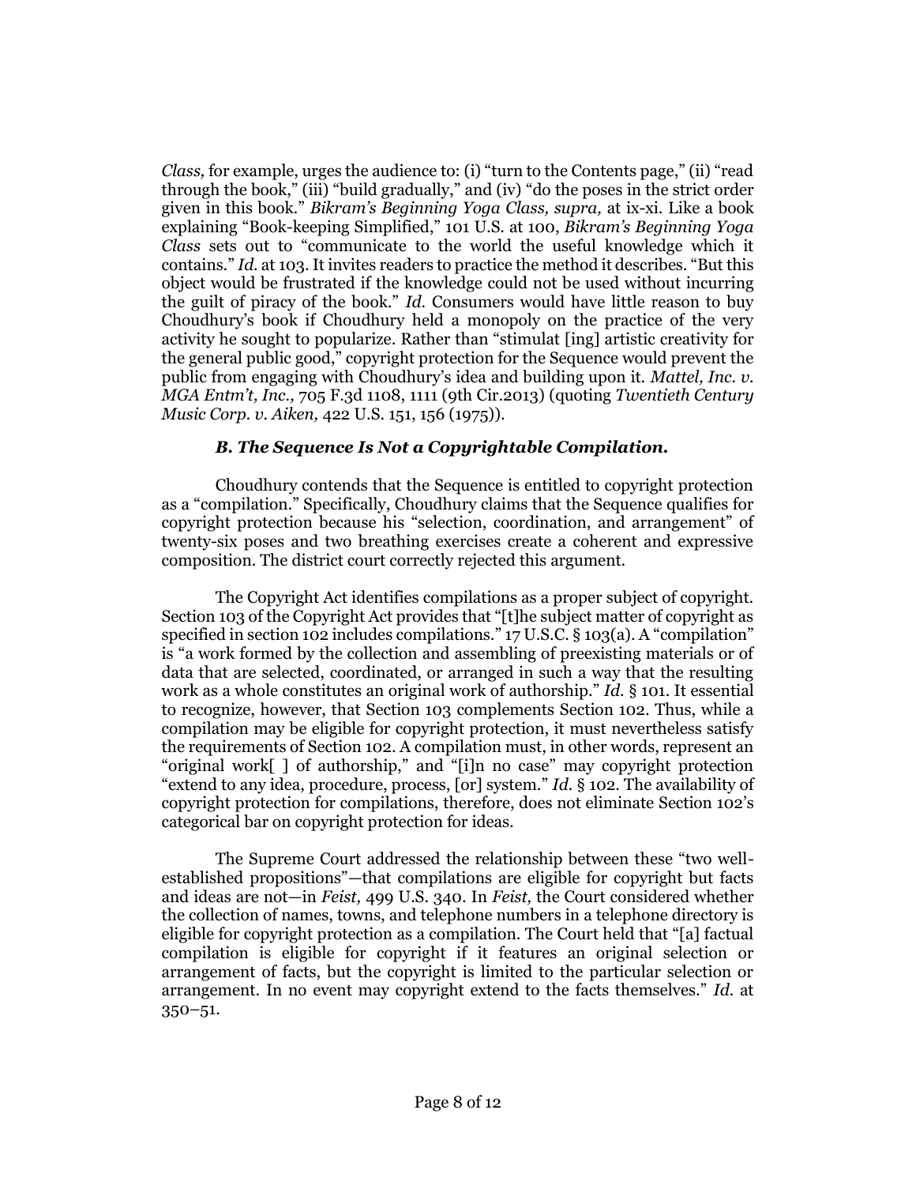*Class,* for example, urges the audience to: (i) "turn to the Contents page," (ii) "read through the book," (iii) "build gradually," and (iv) "do the poses in the strict order given in this book." *Bikram's Beginning Yoga Class, supra,* at ix-xi. Like a book explaining "Book-keeping Simplified," 101 U.S. at 100, *Bikram's Beginning Yoga Class* sets out to "communicate to the world the useful knowledge which it contains." *Id.* at 103. It invites readers to practice the method it describes. "But this object would be frustrated if the knowledge could not be used without incurring the guilt of piracy of the book." *Id.* Consumers would have little reason to buy Choudhury's book if Choudhury held a monopoly on the practice of the very activity he sought to popularize. Rather than "stimulat [ing] artistic creativity for the general public good," copyright protection for the Sequence would prevent the public from engaging with Choudhury's idea and building upon it. *Mattel, Inc. v. MGA Entm't, Inc.,* 705 F.3d 1108, 1111 (9th Cir.2013) (quoting *Twentieth Century Music Corp. v. Aiken,* 422 U.S. 151, 156 (1975)).

### *B. The Sequence Is Not a Copyrightable Compilation.*

Choudhury contends that the Sequence is entitled to copyright protection as a "compilation." Specifically, Choudhury claims that the Sequence qualifies for copyright protection because his "selection, coordination, and arrangement" of twenty-six poses and two breathing exercises create a coherent and expressive composition. The district court correctly rejected this argument.

The Copyright Act identifies compilations as a proper subject of copyright. Section 103 of the Copyright Act provides that "[t]he subject matter of copyright as specified in section 102 includes compilations." 17 U.S.C. § 103(a). A "compilation" is "a work formed by the collection and assembling of preexisting materials or of data that are selected, coordinated, or arranged in such a way that the resulting work as a whole constitutes an original work of authorship." *Id.* § 101. It essential to recognize, however, that Section 103 complements Section 102. Thus, while a compilation may be eligible for copyright protection, it must nevertheless satisfy the requirements of Section 102. A compilation must, in other words, represent an "original work[ ] of authorship," and "[i]n no case" may copyright protection "extend to any idea, procedure, process, [or] system." *Id.* § 102. The availability of copyright protection for compilations, therefore, does not eliminate Section 102's categorical bar on copyright protection for ideas.

The Supreme Court addressed the relationship between these "two well-established propositions"—that compilations are eligible for copyright but facts and ideas are not—in *Feist,* 499 U.S. 340. In *Feist,* the Court considered whether the collection of names, towns, and telephone numbers in a telephone directory is eligible for copyright protection as a compilation. The Court held that "[a] factual compilation is eligible for copyright if it features an original selection or arrangement of facts, but the copyright is limited to the particular selection or arrangement. In no event may copyright extend to the facts themselves." *Id.* at 350–51.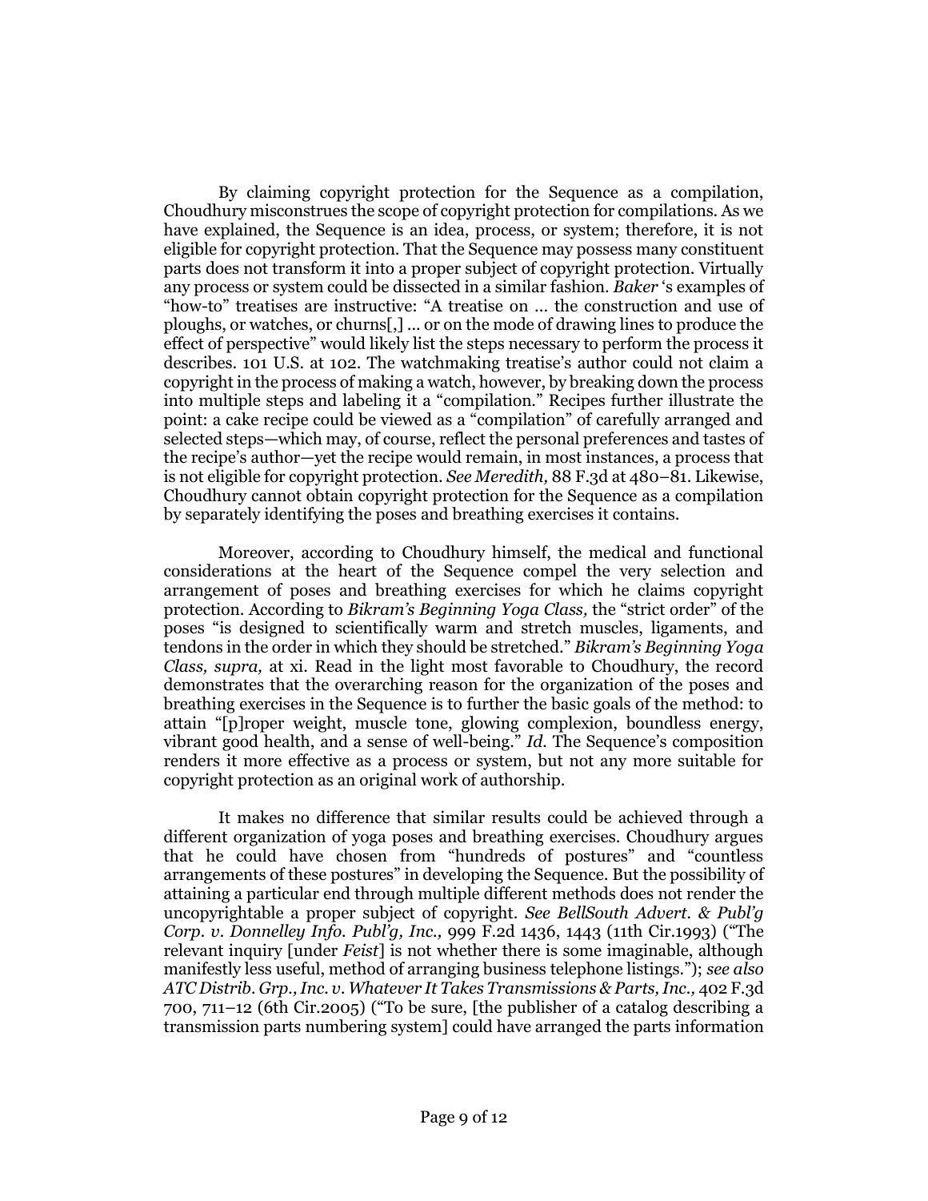By claiming copyright protection for the Sequence as a compilation, Choudhury misconstrues the scope of copyright protection for compilations. As we have explained, the Sequence is an idea, process, or system; therefore, it is not eligible for copyright protection. That the Sequence may possess many constituent parts does not transform it into a proper subject of copyright protection. Virtually any process or system could be dissected in a similar fashion. *Baker* 's examples of "how-to" treatises are instructive: "A treatise on ... the construction and use of ploughs, or watches, or churns[,] ... or on the mode of drawing lines to produce the effect of perspective" would likely list the steps necessary to perform the process it describes. 101 U.S. at 102. The watchmaking treatise's author could not claim a copyright in the process of making a watch, however, by breaking down the process into multiple steps and labeling it a "compilation." Recipes further illustrate the point: a cake recipe could be viewed as a "compilation" of carefully arranged and selected steps—which may, of course, reflect the personal preferences and tastes of the recipe's author—yet the recipe would remain, in most instances, a process that is not eligible for copyright protection. *See Meredith,* 88 F.3d at 480–81. Likewise, Choudhury cannot obtain copyright protection for the Sequence as a compilation by separately identifying the poses and breathing exercises it contains.

Moreover, according to Choudhury himself, the medical and functional considerations at the heart of the Sequence compel the very selection and arrangement of poses and breathing exercises for which he claims copyright protection. According to *Bikram's Beginning Yoga Class,* the "strict order" of the poses "is designed to scientifically warm and stretch muscles, ligaments, and tendons in the order in which they should be stretched." *Bikram's Beginning Yoga Class, supra,* at xi. Read in the light most favorable to Choudhury, the record demonstrates that the overarching reason for the organization of the poses and breathing exercises in the Sequence is to further the basic goals of the method: to attain "[p]roper weight, muscle tone, glowing complexion, boundless energy, vibrant good health, and a sense of well-being." *Id.* The Sequence's composition renders it more effective as a process or system, but not any more suitable for copyright protection as an original work of authorship.

It makes no difference that similar results could be achieved through a different organization of yoga poses and breathing exercises. Choudhury argues that he could have chosen from "hundreds of postures" and "countless arrangements of these postures" in developing the Sequence. But the possibility of attaining a particular end through multiple different methods does not render the uncopyrightable a proper subject of copyright. *See BellSouth Advert. & Publ'g Corp. v. Donnelley Info. Publ'g, Inc.,* 999 F.2d 1436, 1443 (11th Cir.1993) ("The relevant inquiry [under *Feist*] is not whether there is some imaginable, although manifestly less useful, method of arranging business telephone listings."); *see also ATC Distrib. Grp., Inc. v. Whatever It Takes Transmissions & Parts, Inc.,* 402 F.3d 700, 711–12 (6th Cir.2005) ("To be sure, [the publisher of a catalog describing a transmission parts numbering system] could have arranged the parts information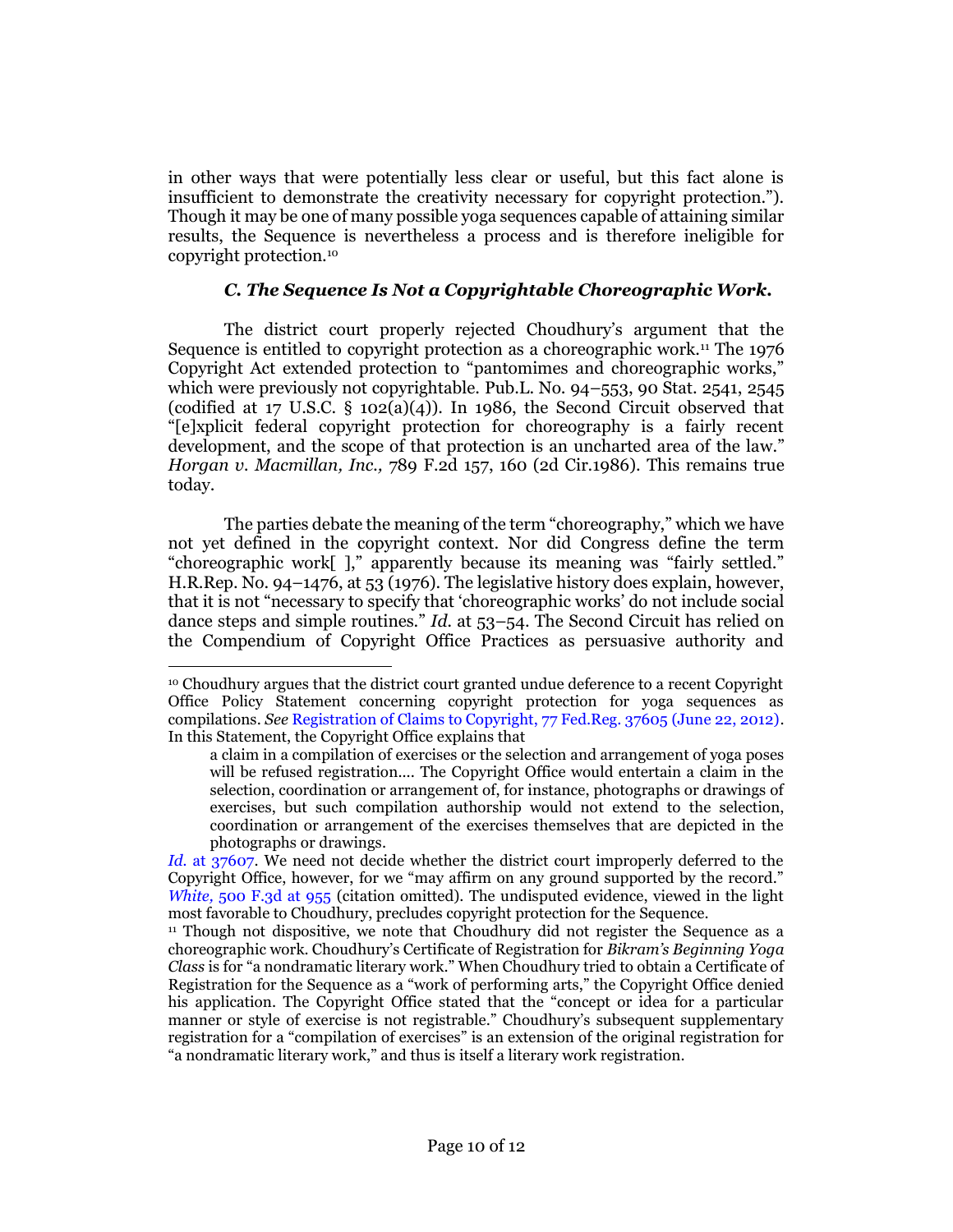in other ways that were potentially less clear or useful, but this fact alone is insufficient to demonstrate the creativity necessary for copyright protection."). Though it may be one of many possible yoga sequences capable of attaining similar results, the Sequence is nevertheless a process and is therefore ineligible for copyright protection.[10]

### *C. The Sequence Is Not a Copyrightable Choreographic Work.*

The district court properly rejected Choudhury's argument that the Sequence is entitled to copyright protection as a choreographic work.[11] The 1976 Copyright Act extended protection to "pantomimes and choreographic works," which were previously not copyrightable. Pub.L. No. 94–553, 90 Stat. 2541, 2545 (codified at 17 U.S.C. § 102(a)(4)). In 1986, the Second Circuit observed that "[e]xplicit federal copyright protection for choreography is a fairly recent development, and the scope of that protection is an uncharted area of the law." *Horgan v. Macmillan, Inc.,* 789 F.2d 157, 160 (2d Cir.1986). This remains true today.

The parties debate the meaning of the term "choreography," which we have not yet defined in the copyright context. Nor did Congress define the term "choreographic work[ ]," apparently because its meaning was "fairly settled." H.R.Rep. No. 94–1476, at 53 (1976). The legislative history does explain, however, that it is not "necessary to specify that 'choreographic works' do not include social dance steps and simple routines." *Id.* at 53–54. The Second Circuit has relied on the Compendium of Copyright Office Practices as persuasive authority and

---

[10] Choudhury argues that the district court granted undue deference to a recent Copyright Office Policy Statement concerning copyright protection for yoga sequences as compilations. *See* Registration of Claims to Copyright, 77 Fed.Reg. 37605 (June 22, 2012). In this Statement, the Copyright Office explains that

> a claim in a compilation of exercises or the selection and arrangement of yoga poses will be refused registration.... The Copyright Office would entertain a claim in the selection, coordination or arrangement of, for instance, photographs or drawings of exercises, but such compilation authorship would not extend to the selection, coordination or arrangement of the exercises themselves that are depicted in the photographs or drawings.

*Id.* at 37607. We need not decide whether the district court improperly deferred to the Copyright Office, however, for we "may affirm on any ground supported by the record." *White,* 500 F.3d at 955 (citation omitted). The undisputed evidence, viewed in the light most favorable to Choudhury, precludes copyright protection for the Sequence.

[11] Though not dispositive, we note that Choudhury did not register the Sequence as a choreographic work. Choudhury's Certificate of Registration for *Bikram's Beginning Yoga Class* is for "a nondramatic literary work." When Choudhury tried to obtain a Certificate of Registration for the Sequence as a "work of performing arts," the Copyright Office denied his application. The Copyright Office stated that the "concept or idea for a particular manner or style of exercise is not registrable." Choudhury's subsequent supplementary registration for a "compilation of exercises" is an extension of the original registration for "a nondramatic literary work," and thus is itself a literary work registration.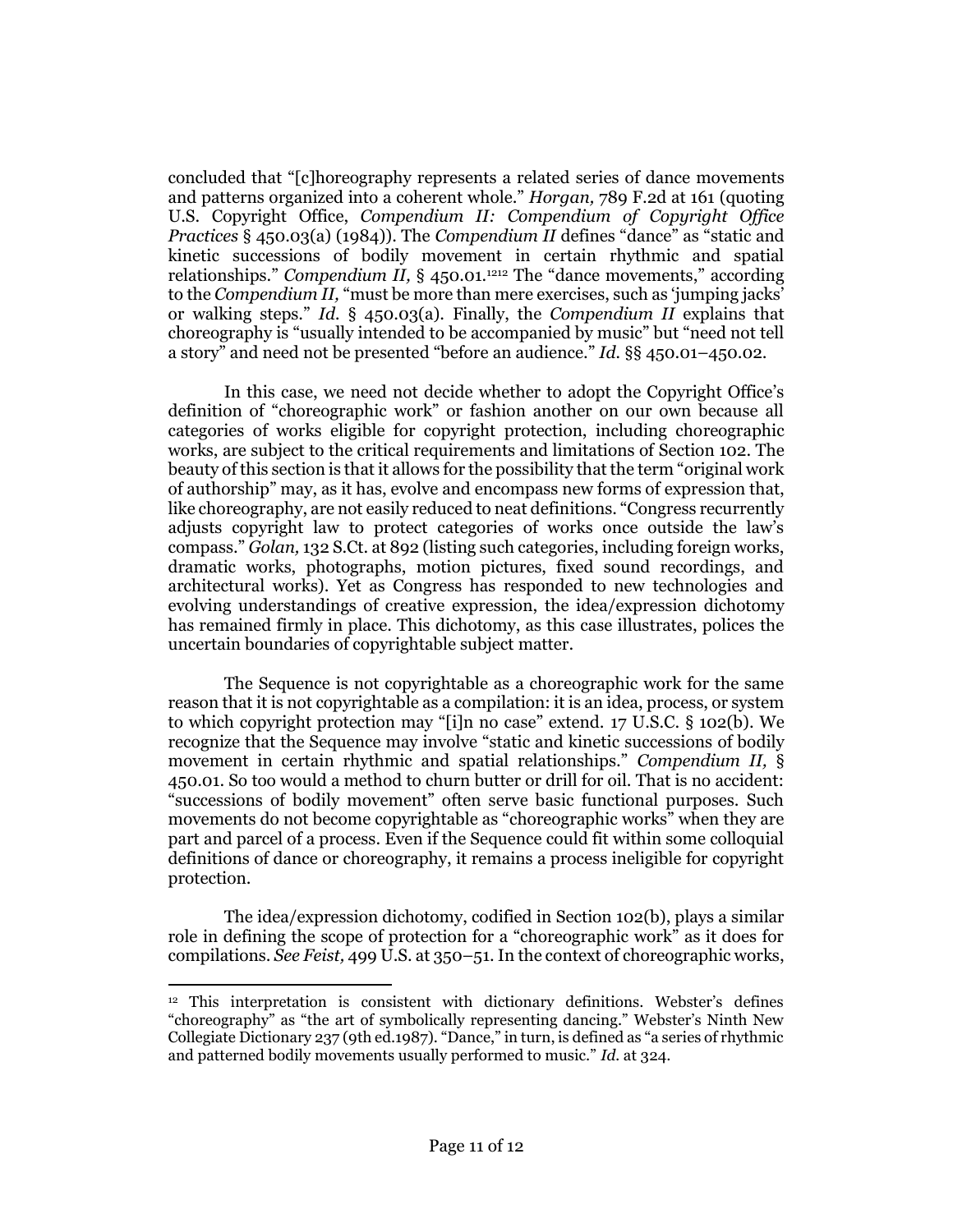concluded that "[c]horeography represents a related series of dance movements and patterns organized into a coherent whole." *Horgan,* 789 F.2d at 161 (quoting U.S. Copyright Office, *Compendium II: Compendium of Copyright Office Practices* § 450.03(a) (1984)). The *Compendium II* defines "dance" as "static and kinetic successions of bodily movement in certain rhythmic and spatial relationships." *Compendium II,* § 450.01.[12] The "dance movements," according to the *Compendium II,* "must be more than mere exercises, such as 'jumping jacks' or walking steps." *Id.* § 450.03(a). Finally, the *Compendium II* explains that choreography is "usually intended to be accompanied by music" but "need not tell a story" and need not be presented "before an audience." *Id.* §§ 450.01–450.02.

In this case, we need not decide whether to adopt the Copyright Office's definition of "choreographic work" or fashion another on our own because all categories of works eligible for copyright protection, including choreographic works, are subject to the critical requirements and limitations of Section 102. The beauty of this section is that it allows for the possibility that the term "original work of authorship" may, as it has, evolve and encompass new forms of expression that, like choreography, are not easily reduced to neat definitions. "Congress recurrently adjusts copyright law to protect categories of works once outside the law's compass." *Golan,* 132 S.Ct. at 892 (listing such categories, including foreign works, dramatic works, photographs, motion pictures, fixed sound recordings, and architectural works). Yet as Congress has responded to new technologies and evolving understandings of creative expression, the idea/expression dichotomy has remained firmly in place. This dichotomy, as this case illustrates, polices the uncertain boundaries of copyrightable subject matter.

The Sequence is not copyrightable as a choreographic work for the same reason that it is not copyrightable as a compilation: it is an idea, process, or system to which copyright protection may "[i]n no case" extend. 17 U.S.C. § 102(b). We recognize that the Sequence may involve "static and kinetic successions of bodily movement in certain rhythmic and spatial relationships." *Compendium II,* § 450.01. So too would a method to churn butter or drill for oil. That is no accident: "successions of bodily movement" often serve basic functional purposes. Such movements do not become copyrightable as "choreographic works" when they are part and parcel of a process. Even if the Sequence could fit within some colloquial definitions of dance or choreography, it remains a process ineligible for copyright protection.

The idea/expression dichotomy, codified in Section 102(b), plays a similar role in defining the scope of protection for a "choreographic work" as it does for compilations. *See Feist,* 499 U.S. at 350–51. In the context of choreographic works,

---

[12] This interpretation is consistent with dictionary definitions. Webster's defines "choreography" as "the art of symbolically representing dancing." Webster's Ninth New Collegiate Dictionary 237 (9th ed.1987). "Dance," in turn, is defined as "a series of rhythmic and patterned bodily movements usually performed to music." *Id.* at 324.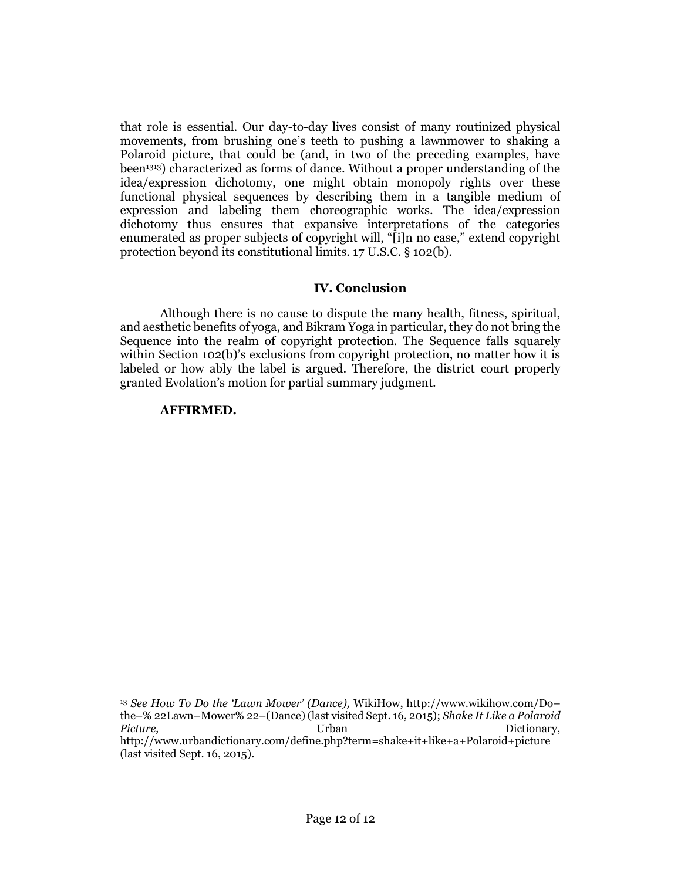that role is essential. Our day-to-day lives consist of many routinized physical movements, from brushing one's teeth to pushing a lawnmower to shaking a Polaroid picture, that could be (and, in two of the preceding examples, have been[13]) characterized as forms of dance. Without a proper understanding of the idea/expression dichotomy, one might obtain monopoly rights over these functional physical sequences by describing them in a tangible medium of expression and labeling them choreographic works. The idea/expression dichotomy thus ensures that expansive interpretations of the categories enumerated as proper subjects of copyright will, "[i]n no case," extend copyright protection beyond its constitutional limits. 17 U.S.C. § 102(b).

## IV. Conclusion

Although there is no cause to dispute the many health, fitness, spiritual, and aesthetic benefits of yoga, and Bikram Yoga in particular, they do not bring the Sequence into the realm of copyright protection. The Sequence falls squarely within Section 102(b)'s exclusions from copyright protection, no matter how it is labeled or how ably the label is argued. Therefore, the district court properly granted Evolation's motion for partial summary judgment.

**AFFIRMED.**

---

[13] *See How To Do the 'Lawn Mower' (Dance),* WikiHow, http://www.wikihow.com/Do–the–% 22Lawn–Mower% 22–(Dance) (last visited Sept. 16, 2015); *Shake It Like a Polaroid Picture,* Urban Dictionary, http://www.urbandictionary.com/define.php?term=shake+it+like+a+Polaroid+picture (last visited Sept. 16, 2015).